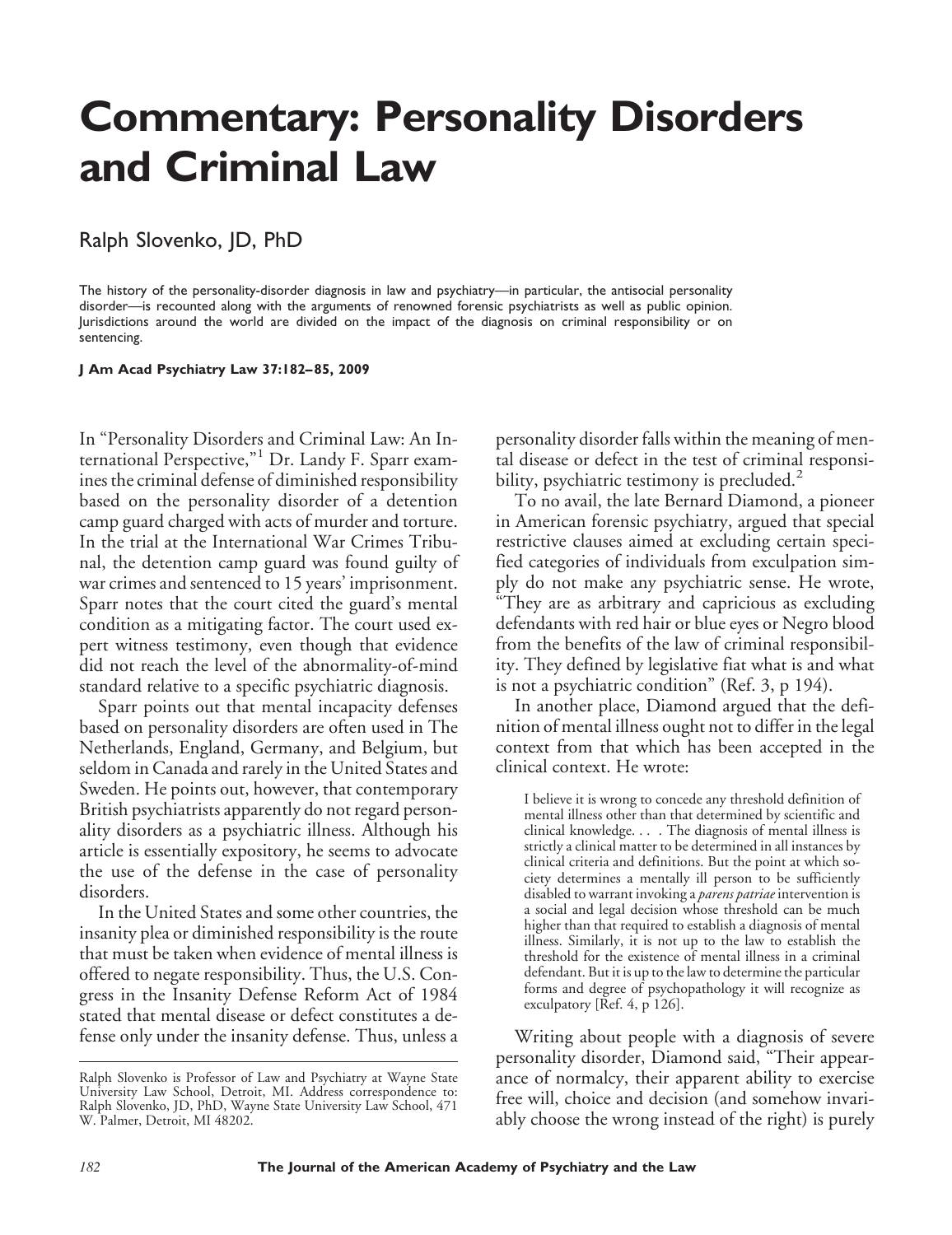# Commentary: Personality Disorders and Criminal Law

Ralph Slovenko, JD, PhD

The history of the personality-disorder diagnosis in law and psychiatry—in particular, the antisocial personality disorder—is recounted along with the arguments of renowned forensic psychiatrists as well as public opinion. Jurisdictions around the world are divided on the impact of the diagnosis on criminal responsibility or on sentencing.

**J Am Acad Psychiatry Law 37:182–85, 2009**

In "Personality Disorders and Criminal Law: An International Perspective,"[1] Dr. Landy F. Sparr examines the criminal defense of diminished responsibility based on the personality disorder of a detention camp guard charged with acts of murder and torture. In the trial at the International War Crimes Tribunal, the detention camp guard was found guilty of war crimes and sentenced to 15 years' imprisonment. Sparr notes that the court cited the guard's mental condition as a mitigating factor. The court used expert witness testimony, even though that evidence did not reach the level of the abnormality-of-mind standard relative to a specific psychiatric diagnosis.

Sparr points out that mental incapacity defenses based on personality disorders are often used in The Netherlands, England, Germany, and Belgium, but seldom in Canada and rarely in the United States and Sweden. He points out, however, that contemporary British psychiatrists apparently do not regard personality disorders as a psychiatric illness. Although his article is essentially expository, he seems to advocate the use of the defense in the case of personality disorders.

In the United States and some other countries, the insanity plea or diminished responsibility is the route that must be taken when evidence of mental illness is offered to negate responsibility. Thus, the U.S. Congress in the Insanity Defense Reform Act of 1984 stated that mental disease or defect constitutes a defense only under the insanity defense. Thus, unless a personality disorder falls within the meaning of mental disease or defect in the test of criminal responsibility, psychiatric testimony is precluded.[2]

To no avail, the late Bernard Diamond, a pioneer in American forensic psychiatry, argued that special restrictive clauses aimed at excluding certain specified categories of individuals from exculpation simply do not make any psychiatric sense. He wrote, "They are as arbitrary and capricious as excluding defendants with red hair or blue eyes or Negro blood from the benefits of the law of criminal responsibility. They defined by legislative fiat what is and what is not a psychiatric condition" (Ref. 3, p 194).

In another place, Diamond argued that the definition of mental illness ought not to differ in the legal context from that which has been accepted in the clinical context. He wrote:

> I believe it is wrong to concede any threshold definition of mental illness other than that determined by scientific and clinical knowledge. . . . The diagnosis of mental illness is strictly a clinical matter to be determined in all instances by clinical criteria and definitions. But the point at which society determines a mentally ill person to be sufficiently disabled to warrant invoking a *parens patriae* intervention is a social and legal decision whose threshold can be much higher than that required to establish a diagnosis of mental illness. Similarly, it is not up to the law to establish the threshold for the existence of mental illness in a criminal defendant. But it is up to the law to determine the particular forms and degree of psychopathology it will recognize as exculpatory [Ref. 4, p 126].

Writing about people with a diagnosis of severe personality disorder, Diamond said, "Their appearance of normalcy, their apparent ability to exercise free will, choice and decision (and somehow invariably choose the wrong instead of the right) is purely

Ralph Slovenko is Professor of Law and Psychiatry at Wayne State University Law School, Detroit, MI. Address correspondence to: Ralph Slovenko, JD, PhD, Wayne State University Law School, 471 W. Palmer, Detroit, MI 48202.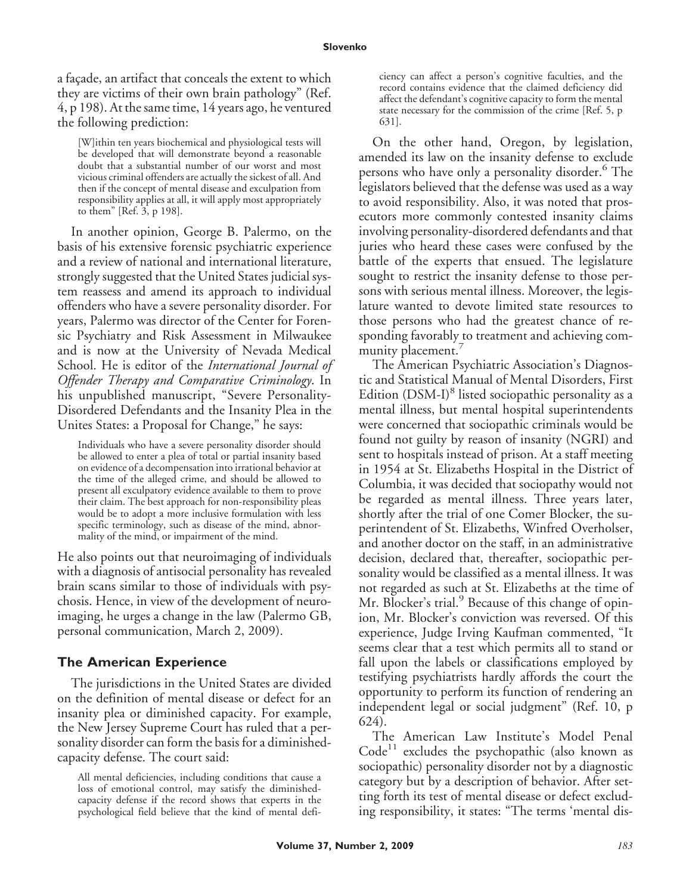a façade, an artifact that conceals the extent to which they are victims of their own brain pathology" (Ref. 4, p 198). At the same time, 14 years ago, he ventured the following prediction:

> [W]ithin ten years biochemical and physiological tests will be developed that will demonstrate beyond a reasonable doubt that a substantial number of our worst and most vicious criminal offenders are actually the sickest of all. And then if the concept of mental disease and exculpation from responsibility applies at all, it will apply most appropriately to them" [Ref. 3, p 198].

In another opinion, George B. Palermo, on the basis of his extensive forensic psychiatric experience and a review of national and international literature, strongly suggested that the United States judicial system reassess and amend its approach to individual offenders who have a severe personality disorder. For years, Palermo was director of the Center for Forensic Psychiatry and Risk Assessment in Milwaukee and is now at the University of Nevada Medical School. He is editor of the *International Journal of Offender Therapy and Comparative Criminology*. In his unpublished manuscript, "Severe Personality-Disordered Defendants and the Insanity Plea in the Unites States: a Proposal for Change," he says:

> Individuals who have a severe personality disorder should be allowed to enter a plea of total or partial insanity based on evidence of a decompensation into irrational behavior at the time of the alleged crime, and should be allowed to present all exculpatory evidence available to them to prove their claim. The best approach for non-responsibility pleas would be to adopt a more inclusive formulation with less specific terminology, such as disease of the mind, abnormality of the mind, or impairment of the mind.

He also points out that neuroimaging of individuals with a diagnosis of antisocial personality has revealed brain scans similar to those of individuals with psychosis. Hence, in view of the development of neuroimaging, he urges a change in the law (Palermo GB, personal communication, March 2, 2009).

## The American Experience

The jurisdictions in the United States are divided on the definition of mental disease or defect for an insanity plea or diminished capacity. For example, the New Jersey Supreme Court has ruled that a personality disorder can form the basis for a diminished-capacity defense. The court said:

> All mental deficiencies, including conditions that cause a loss of emotional control, may satisfy the diminished-capacity defense if the record shows that experts in the psychological field believe that the kind of mental deficiency can affect a person's cognitive faculties, and the record contains evidence that the claimed deficiency did affect the defendant's cognitive capacity to form the mental state necessary for the commission of the crime [Ref. 5, p 631].

On the other hand, Oregon, by legislation, amended its law on the insanity defense to exclude persons who have only a personality disorder.[6] The legislators believed that the defense was used as a way to avoid responsibility. Also, it was noted that prosecutors more commonly contested insanity claims involving personality-disordered defendants and that juries who heard these cases were confused by the battle of the experts that ensued. The legislature sought to restrict the insanity defense to those persons with serious mental illness. Moreover, the legislature wanted to devote limited state resources to those persons who had the greatest chance of responding favorably to treatment and achieving community placement.[7]

The American Psychiatric Association's Diagnostic and Statistical Manual of Mental Disorders, First Edition (DSM-I)[8] listed sociopathic personality as a mental illness, but mental hospital superintendents were concerned that sociopathic criminals would be found not guilty by reason of insanity (NGRI) and sent to hospitals instead of prison. At a staff meeting in 1954 at St. Elizabeths Hospital in the District of Columbia, it was decided that sociopathy would not be regarded as mental illness. Three years later, shortly after the trial of one Comer Blocker, the superintendent of St. Elizabeths, Winfred Overholser, and another doctor on the staff, in an administrative decision, declared that, thereafter, sociopathic personality would be classified as a mental illness. It was not regarded as such at St. Elizabeths at the time of Mr. Blocker's trial.[9] Because of this change of opinion, Mr. Blocker's conviction was reversed. Of this experience, Judge Irving Kaufman commented, "It seems clear that a test which permits all to stand or fall upon the labels or classifications employed by testifying psychiatrists hardly affords the court the opportunity to perform its function of rendering an independent legal or social judgment" (Ref. 10, p 624).

The American Law Institute's Model Penal Code[11] excludes the psychopathic (also known as sociopathic) personality disorder not by a diagnostic category but by a description of behavior. After setting forth its test of mental disease or defect excluding responsibility, it states: "The terms 'mental dis-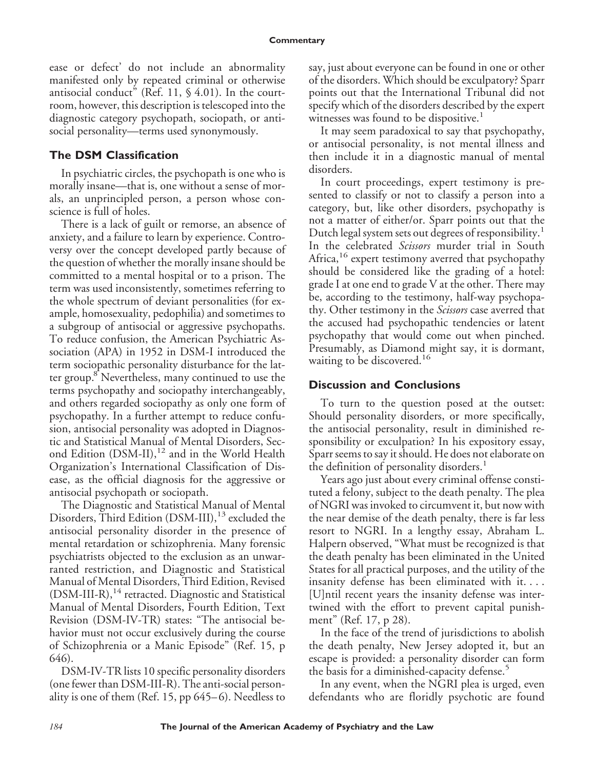ease or defect' do not include an abnormality manifested only by repeated criminal or otherwise antisocial conduct" (Ref. 11, § 4.01). In the courtroom, however, this description is telescoped into the diagnostic category psychopath, sociopath, or antisocial personality—terms used synonymously.

## The DSM Classification

In psychiatric circles, the psychopath is one who is morally insane—that is, one without a sense of morals, an unprincipled person, a person whose conscience is full of holes.

There is a lack of guilt or remorse, an absence of anxiety, and a failure to learn by experience. Controversy over the concept developed partly because of the question of whether the morally insane should be committed to a mental hospital or to a prison. The term was used inconsistently, sometimes referring to the whole spectrum of deviant personalities (for example, homosexuality, pedophilia) and sometimes to a subgroup of antisocial or aggressive psychopaths. To reduce confusion, the American Psychiatric Association (APA) in 1952 in DSM-I introduced the term sociopathic personality disturbance for the latter group.[8] Nevertheless, many continued to use the terms psychopathy and sociopathy interchangeably, and others regarded sociopathy as only one form of psychopathy. In a further attempt to reduce confusion, antisocial personality was adopted in Diagnostic and Statistical Manual of Mental Disorders, Second Edition (DSM-II),[12] and in the World Health Organization's International Classification of Disease, as the official diagnosis for the aggressive or antisocial psychopath or sociopath.

The Diagnostic and Statistical Manual of Mental Disorders, Third Edition (DSM-III),[13] excluded the antisocial personality disorder in the presence of mental retardation or schizophrenia. Many forensic psychiatrists objected to the exclusion as an unwarranted restriction, and Diagnostic and Statistical Manual of Mental Disorders, Third Edition, Revised (DSM-III-R),[14] retracted. Diagnostic and Statistical Manual of Mental Disorders, Fourth Edition, Text Revision (DSM-IV-TR) states: "The antisocial behavior must not occur exclusively during the course of Schizophrenia or a Manic Episode" (Ref. 15, p 646).

DSM-IV-TR lists 10 specific personality disorders (one fewer than DSM-III-R). The anti-social personality is one of them (Ref. 15, pp 645–6). Needless to say, just about everyone can be found in one or other of the disorders. Which should be exculpatory? Sparr points out that the International Tribunal did not specify which of the disorders described by the expert witnesses was found to be dispositive.[1]

It may seem paradoxical to say that psychopathy, or antisocial personality, is not mental illness and then include it in a diagnostic manual of mental disorders.

In court proceedings, expert testimony is presented to classify or not to classify a person into a category, but, like other disorders, psychopathy is not a matter of either/or. Sparr points out that the Dutch legal system sets out degrees of responsibility.[1] In the celebrated *Scissors* murder trial in South Africa,[16] expert testimony averred that psychopathy should be considered like the grading of a hotel: grade I at one end to grade V at the other. There may be, according to the testimony, half-way psychopathy. Other testimony in the *Scissors* case averred that the accused had psychopathic tendencies or latent psychopathy that would come out when pinched. Presumably, as Diamond might say, it is dormant, waiting to be discovered.[16]

## Discussion and Conclusions

To turn to the question posed at the outset: Should personality disorders, or more specifically, the antisocial personality, result in diminished responsibility or exculpation? In his expository essay, Sparr seems to say it should. He does not elaborate on the definition of personality disorders.[1]

Years ago just about every criminal offense constituted a felony, subject to the death penalty. The plea of NGRI was invoked to circumvent it, but now with the near demise of the death penalty, there is far less resort to NGRI. In a lengthy essay, Abraham L. Halpern observed, "What must be recognized is that the death penalty has been eliminated in the United States for all practical purposes, and the utility of the insanity defense has been eliminated with it. . . . [U]ntil recent years the insanity defense was intertwined with the effort to prevent capital punishment" (Ref. 17, p 28).

In the face of the trend of jurisdictions to abolish the death penalty, New Jersey adopted it, but an escape is provided: a personality disorder can form the basis for a diminished-capacity defense.[5]

In any event, when the NGRI plea is urged, even defendants who are floridly psychotic are found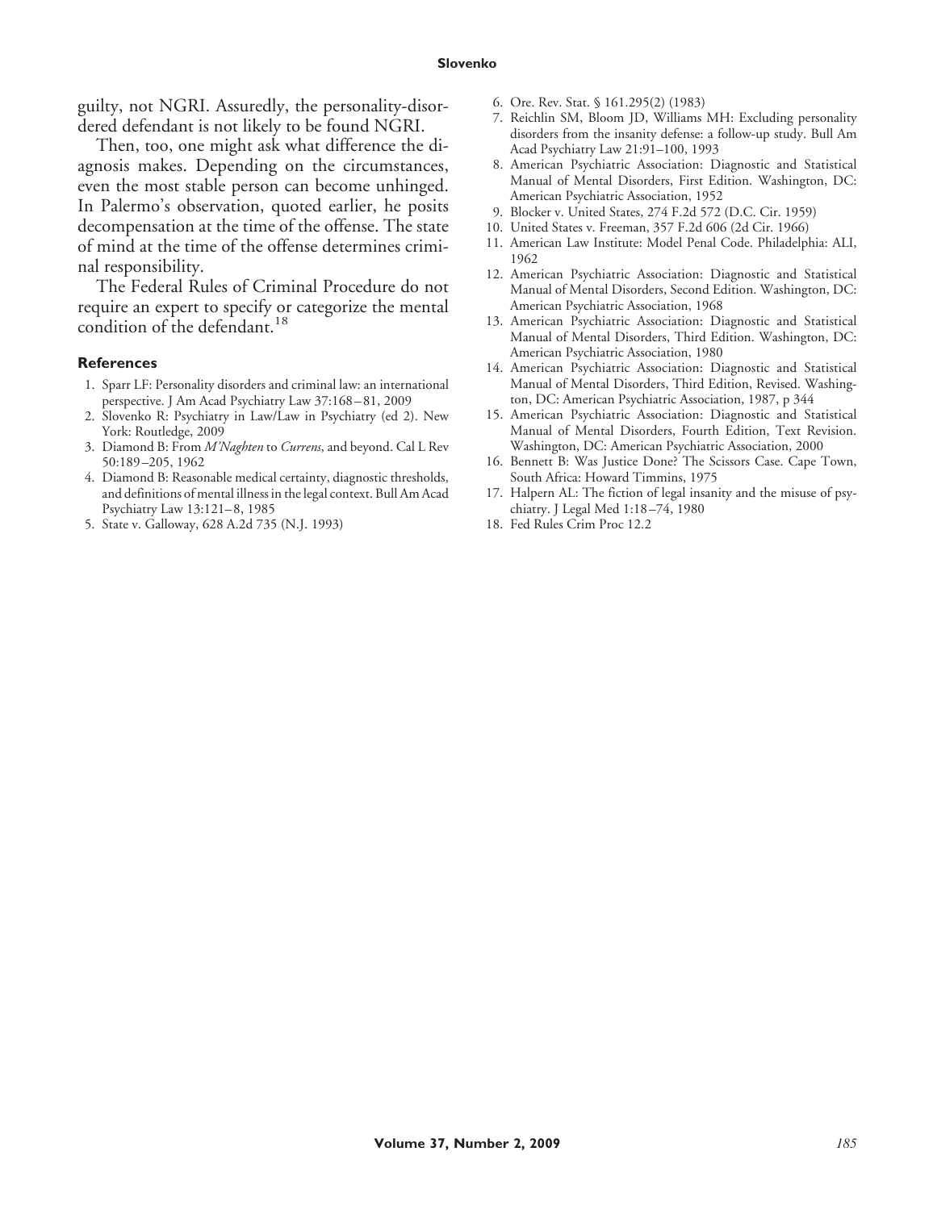guilty, not NGRI. Assuredly, the personality-disordered defendant is not likely to be found NGRI.

Then, too, one might ask what difference the diagnosis makes. Depending on the circumstances, even the most stable person can become unhinged. In Palermo's observation, quoted earlier, he posits decompensation at the time of the offense. The state of mind at the time of the offense determines criminal responsibility.

The Federal Rules of Criminal Procedure do not require an expert to specify or categorize the mental condition of the defendant.[18]

## References

1. Sparr LF: Personality disorders and criminal law: an international perspective. J Am Acad Psychiatry Law 37:168–81, 2009
2. Slovenko R: Psychiatry in Law/Law in Psychiatry (ed 2). New York: Routledge, 2009
3. Diamond B: From *M'Naghten* to *Currens*, and beyond. Cal L Rev 50:189–205, 1962
4. Diamond B: Reasonable medical certainty, diagnostic thresholds, and definitions of mental illness in the legal context. Bull Am Acad Psychiatry Law 13:121–8, 1985
5. State v. Galloway, 628 A.2d 735 (N.J. 1993)
6. Ore. Rev. Stat. § 161.295(2) (1983)
7. Reichlin SM, Bloom JD, Williams MH: Excluding personality disorders from the insanity defense: a follow-up study. Bull Am Acad Psychiatry Law 21:91–100, 1993
8. American Psychiatric Association: Diagnostic and Statistical Manual of Mental Disorders, First Edition. Washington, DC: American Psychiatric Association, 1952
9. Blocker v. United States, 274 F.2d 572 (D.C. Cir. 1959)
10. United States v. Freeman, 357 F.2d 606 (2d Cir. 1966)
11. American Law Institute: Model Penal Code. Philadelphia: ALI, 1962
12. American Psychiatric Association: Diagnostic and Statistical Manual of Mental Disorders, Second Edition. Washington, DC: American Psychiatric Association, 1968
13. American Psychiatric Association: Diagnostic and Statistical Manual of Mental Disorders, Third Edition. Washington, DC: American Psychiatric Association, 1980
14. American Psychiatric Association: Diagnostic and Statistical Manual of Mental Disorders, Third Edition, Revised. Washington, DC: American Psychiatric Association, 1987, p 344
15. American Psychiatric Association: Diagnostic and Statistical Manual of Mental Disorders, Fourth Edition, Text Revision. Washington, DC: American Psychiatric Association, 2000
16. Bennett B: Was Justice Done? The Scissors Case. Cape Town, South Africa: Howard Timmins, 1975
17. Halpern AL: The fiction of legal insanity and the misuse of psychiatry. J Legal Med 1:18–74, 1980
18. Fed Rules Crim Proc 12.2